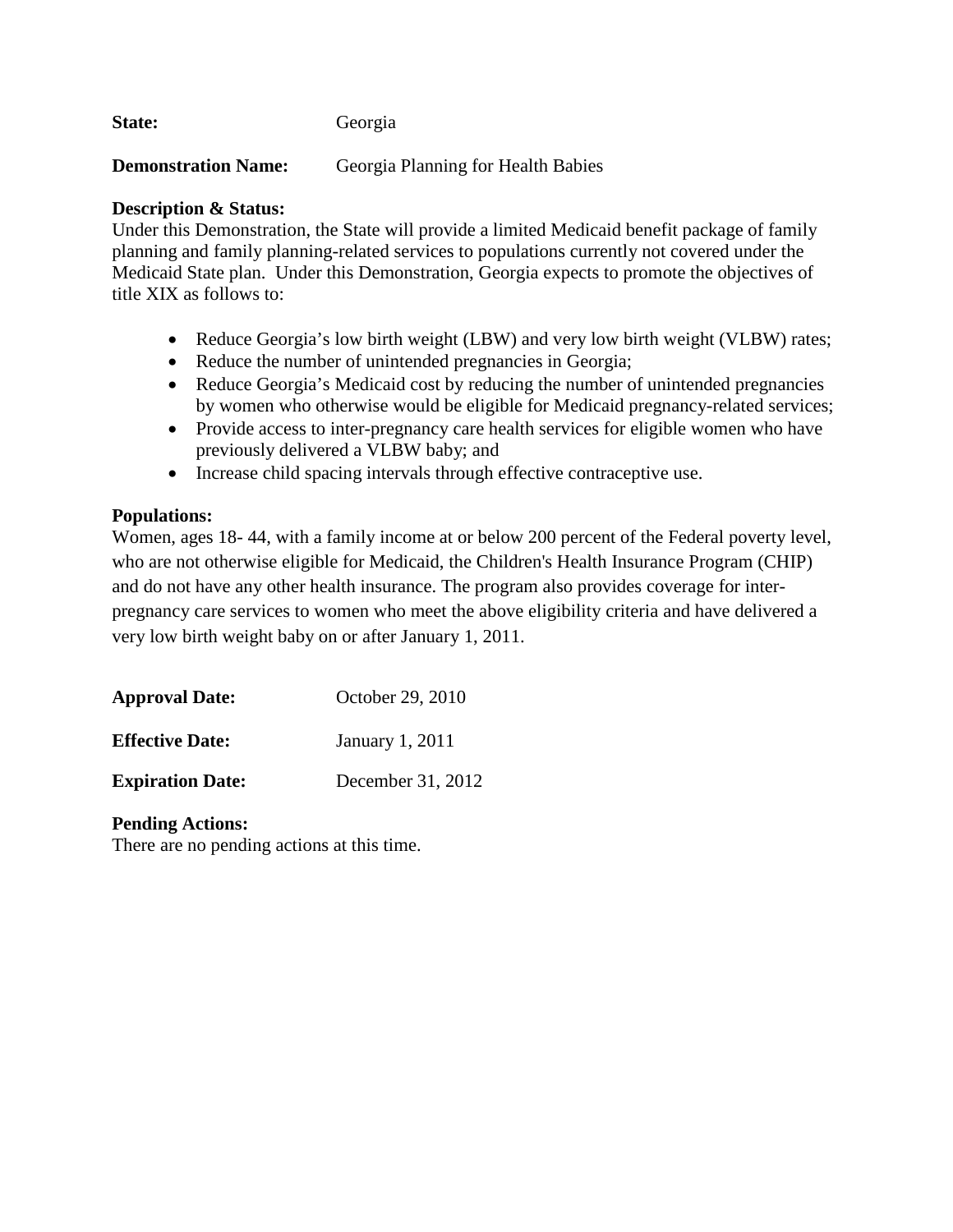**State:** Georgia

**Demonstration Name:** Georgia Planning for Health Babies

**Description & Status:**
Under this Demonstration, the State will provide a limited Medicaid benefit package of family planning and family planning-related services to populations currently not covered under the Medicaid State plan. Under this Demonstration, Georgia expects to promote the objectives of title XIX as follows to:

- Reduce Georgia's low birth weight (LBW) and very low birth weight (VLBW) rates;
- Reduce the number of unintended pregnancies in Georgia;
- Reduce Georgia's Medicaid cost by reducing the number of unintended pregnancies by women who otherwise would be eligible for Medicaid pregnancy-related services;
- Provide access to inter-pregnancy care health services for eligible women who have previously delivered a VLBW baby; and
- Increase child spacing intervals through effective contraceptive use.

**Populations:**
Women, ages 18- 44, with a family income at or below 200 percent of the Federal poverty level, who are not otherwise eligible for Medicaid, the Children's Health Insurance Program (CHIP) and do not have any other health insurance. The program also provides coverage for inter-pregnancy care services to women who meet the above eligibility criteria and have delivered a very low birth weight baby on or after January 1, 2011.

**Approval Date:** October 29, 2010

**Effective Date:** January 1, 2011

**Expiration Date:** December 31, 2012

**Pending Actions:**
There are no pending actions at this time.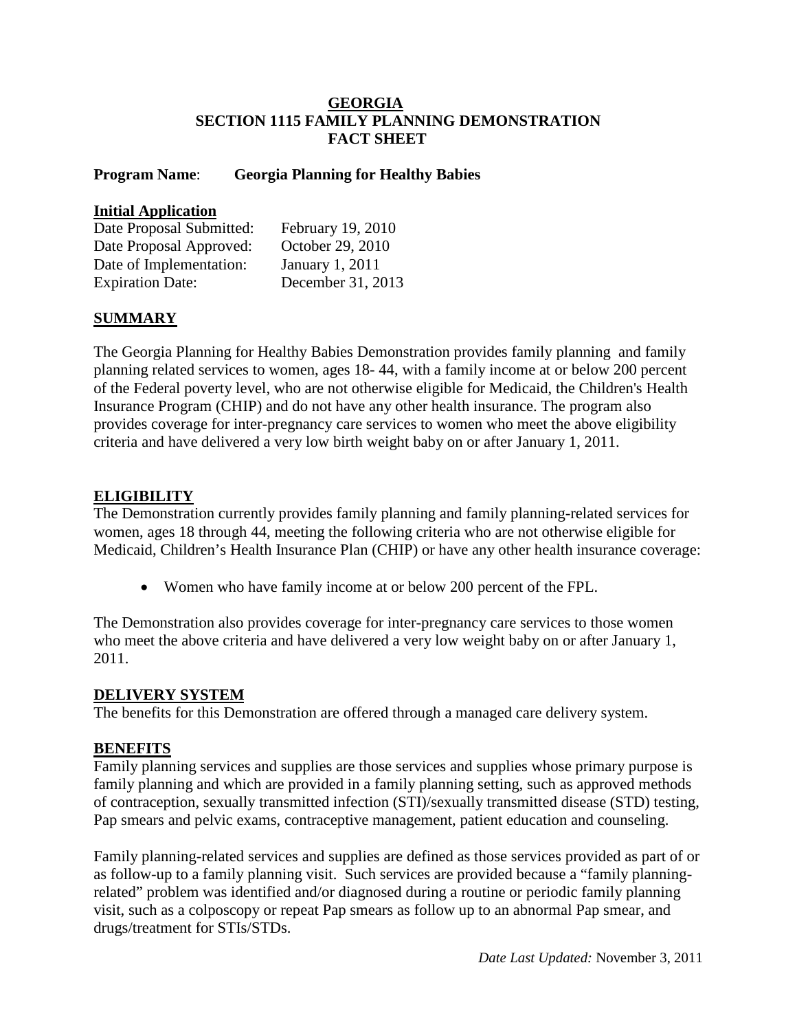**GEORGIA**
**SECTION 1115 FAMILY PLANNING DEMONSTRATION**
**FACT SHEET**

**Program Name**: **Georgia Planning for Healthy Babies**

**Initial Application**

| | |
|---|---|
| Date Proposal Submitted: | February 19, 2010 |
| Date Proposal Approved: | October 29, 2010 |
| Date of Implementation: | January 1, 2011 |
| Expiration Date: | December 31, 2013 |

## SUMMARY

The Georgia Planning for Healthy Babies Demonstration provides family planning and family planning related services to women, ages 18- 44, with a family income at or below 200 percent of the Federal poverty level, who are not otherwise eligible for Medicaid, the Children's Health Insurance Program (CHIP) and do not have any other health insurance. The program also provides coverage for inter-pregnancy care services to women who meet the above eligibility criteria and have delivered a very low birth weight baby on or after January 1, 2011.

## ELIGIBILITY

The Demonstration currently provides family planning and family planning-related services for women, ages 18 through 44, meeting the following criteria who are not otherwise eligible for Medicaid, Children's Health Insurance Plan (CHIP) or have any other health insurance coverage:

- Women who have family income at or below 200 percent of the FPL.

The Demonstration also provides coverage for inter-pregnancy care services to those women who meet the above criteria and have delivered a very low weight baby on or after January 1, 2011.

## DELIVERY SYSTEM

The benefits for this Demonstration are offered through a managed care delivery system.

## BENEFITS

Family planning services and supplies are those services and supplies whose primary purpose is family planning and which are provided in a family planning setting, such as approved methods of contraception, sexually transmitted infection (STI)/sexually transmitted disease (STD) testing, Pap smears and pelvic exams, contraceptive management, patient education and counseling.

Family planning-related services and supplies are defined as those services provided as part of or as follow-up to a family planning visit. Such services are provided because a "family planning-related" problem was identified and/or diagnosed during a routine or periodic family planning visit, such as a colposcopy or repeat Pap smears as follow up to an abnormal Pap smear, and drugs/treatment for STIs/STDs.

*Date Last Updated:* November 3, 2011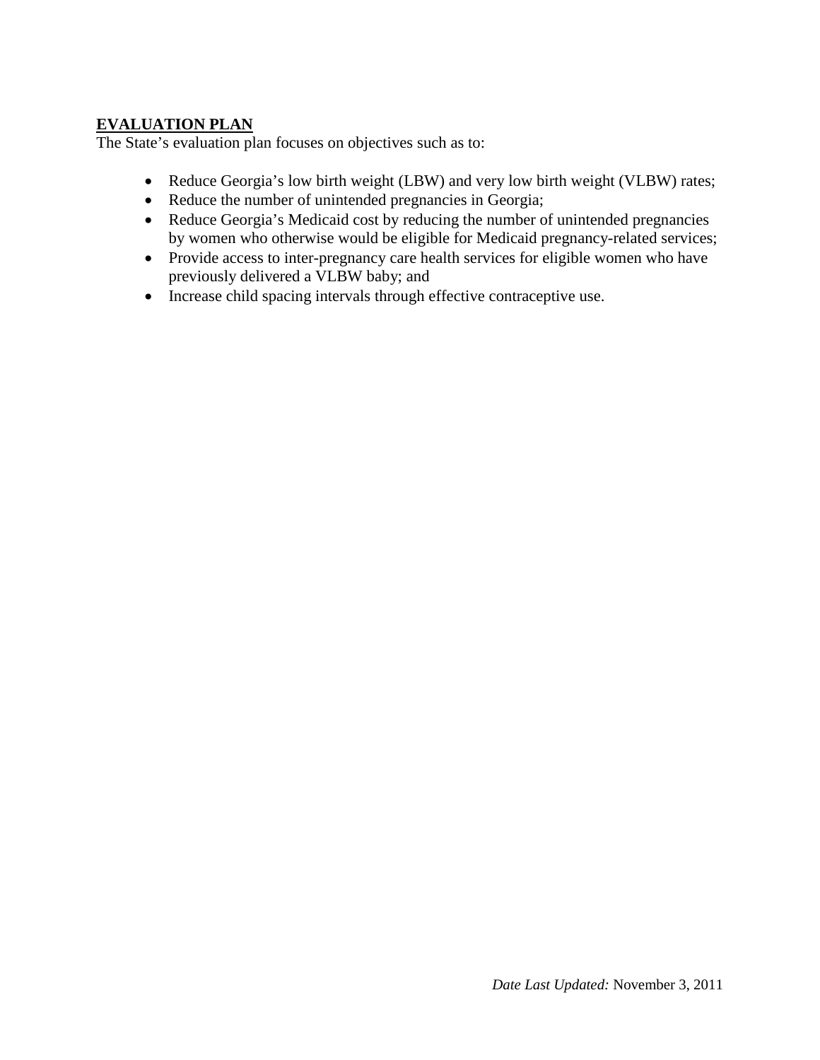**<u>EVALUATION PLAN</u>**

The State's evaluation plan focuses on objectives such as to:

- Reduce Georgia's low birth weight (LBW) and very low birth weight (VLBW) rates;
- Reduce the number of unintended pregnancies in Georgia;
- Reduce Georgia's Medicaid cost by reducing the number of unintended pregnancies by women who otherwise would be eligible for Medicaid pregnancy-related services;
- Provide access to inter-pregnancy care health services for eligible women who have previously delivered a VLBW baby; and
- Increase child spacing intervals through effective contraceptive use.

*Date Last Updated:* November 3, 2011